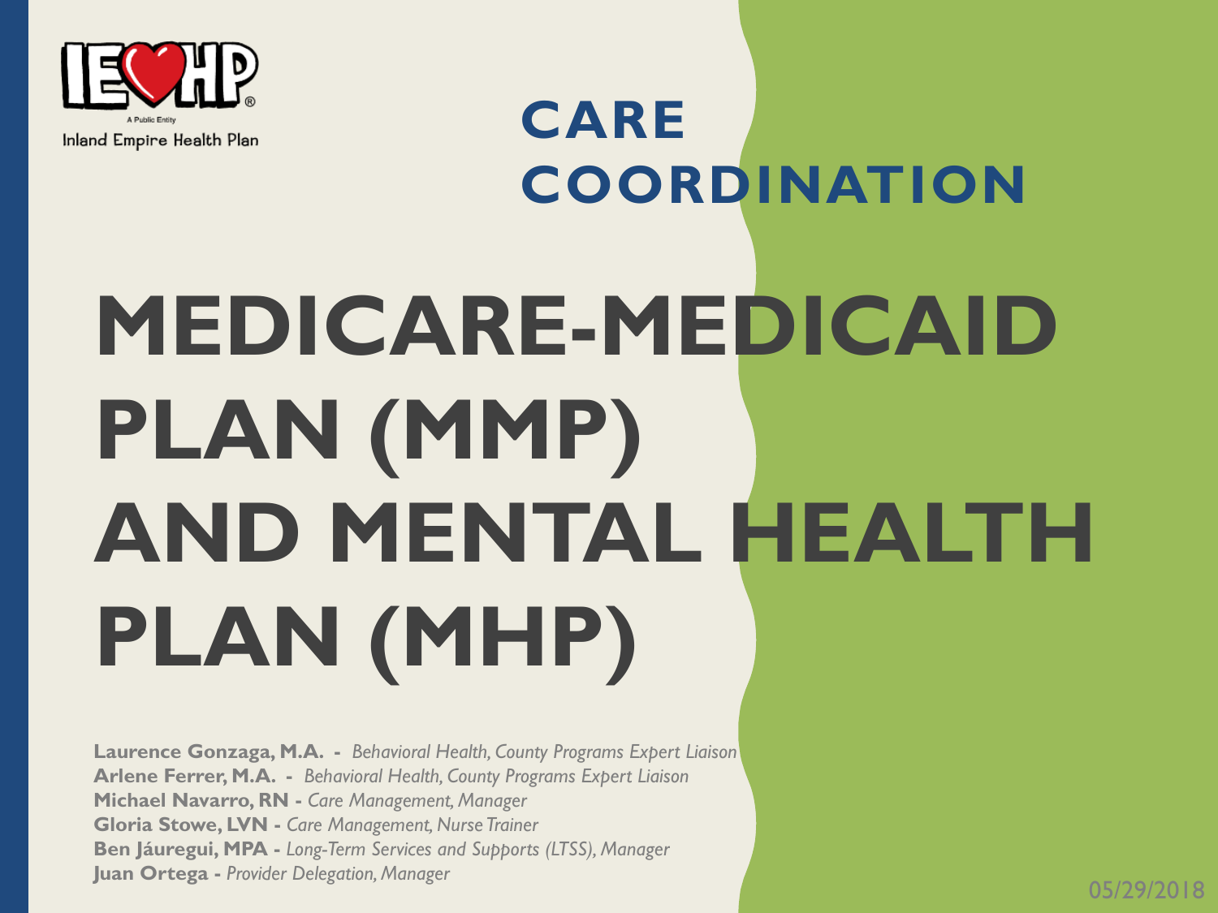IEHP

A Public Entity

Inland Empire Health Plan

## CARE COORDINATION

# MEDICARE-MEDICAID PLAN (MMP) AND MENTAL HEALTH PLAN (MHP)

**Laurence Gonzaga, M.A. -** *Behavioral Health, County Programs Expert Liaison*
**Arlene Ferrer, M.A. -** *Behavioral Health, County Programs Expert Liaison*
**Michael Navarro, RN -** *Care Management, Manager*
**Gloria Stowe, LVN -** *Care Management, Nurse Trainer*
**Ben Jáuregui, MPA -** *Long-Term Services and Supports (LTSS), Manager*
**Juan Ortega -** *Provider Delegation, Manager*

05/29/2018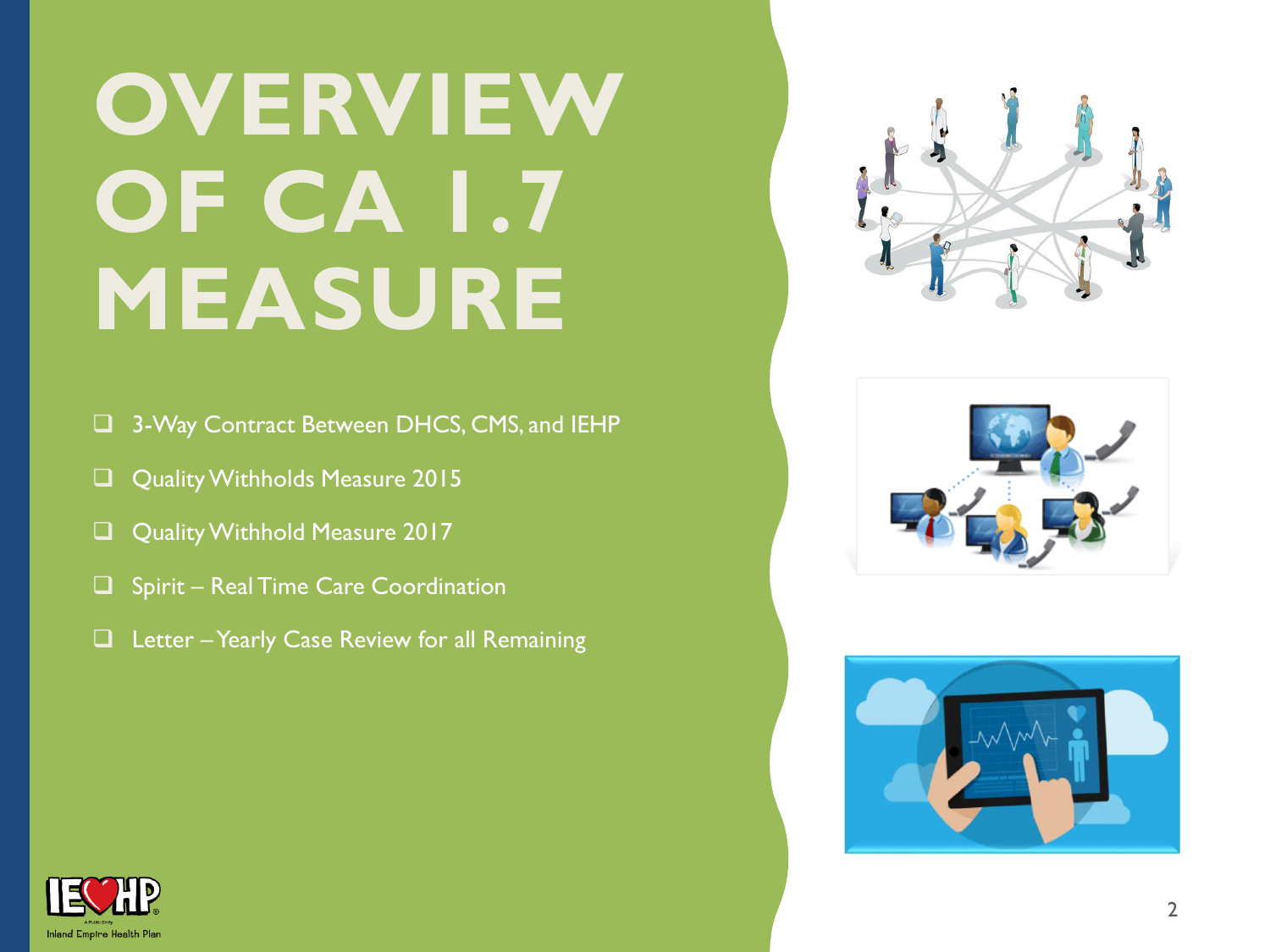# OVERVIEW OF CA 1.7 MEASURE

- 3-Way Contract Between DHCS, CMS, and IEHP
- Quality Withholds Measure 2015
- Quality Withhold Measure 2017
- Spirit – Real Time Care Coordination
- Letter – Yearly Case Review for all Remaining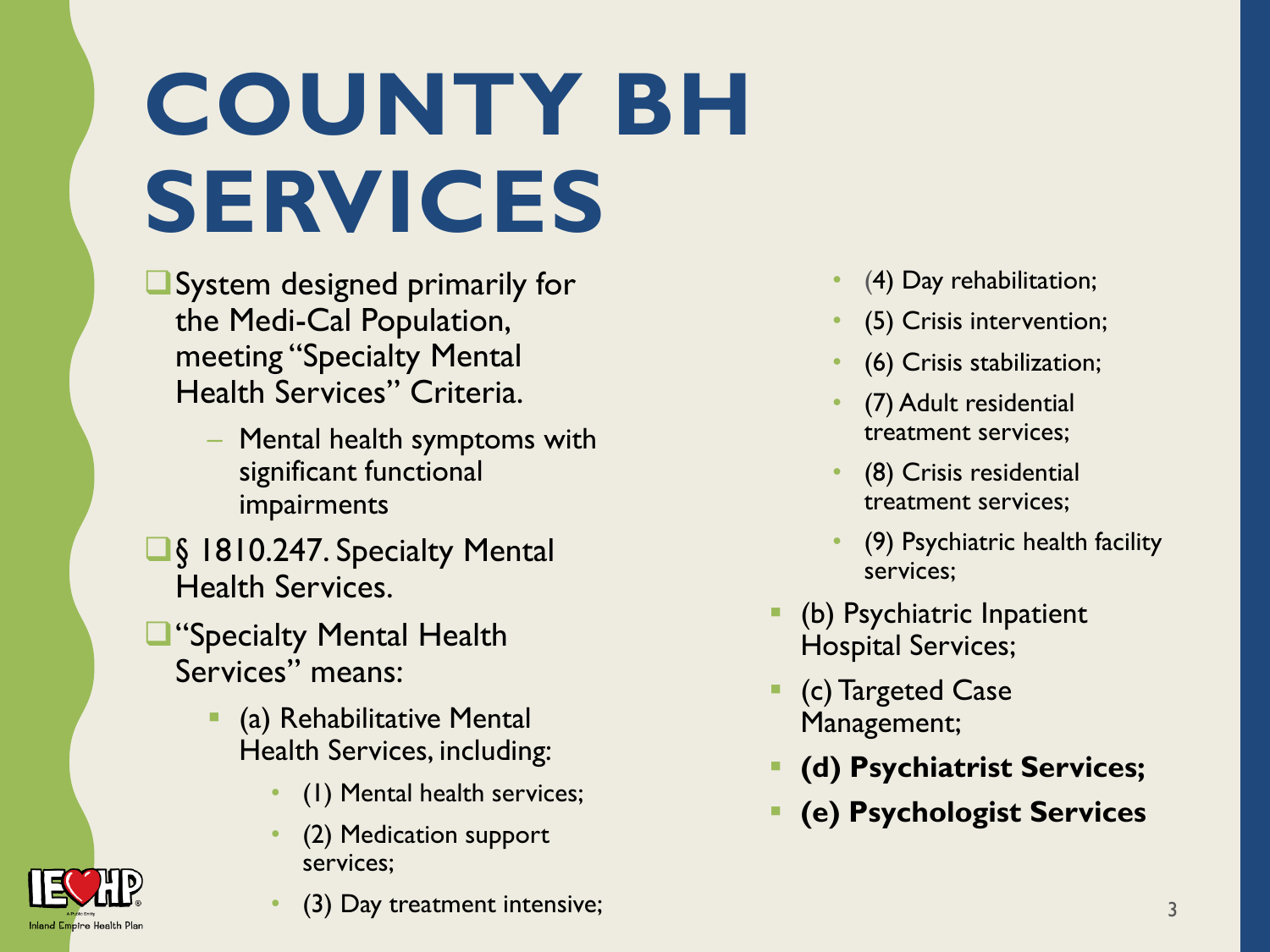# COUNTY BH SERVICES

- System designed primarily for the Medi-Cal Population, meeting "Specialty Mental Health Services" Criteria.
  - Mental health symptoms with significant functional impairments
- § 1810.247. Specialty Mental Health Services.
- "Specialty Mental Health Services" means:
  - (a) Rehabilitative Mental Health Services, including:
    - (1) Mental health services;
    - (2) Medication support services;
    - (3) Day treatment intensive;
    - (4) Day rehabilitation;
    - (5) Crisis intervention;
    - (6) Crisis stabilization;
    - (7) Adult residential treatment services;
    - (8) Crisis residential treatment services;
    - (9) Psychiatric health facility services;
  - (b) Psychiatric Inpatient Hospital Services;
  - (c) Targeted Case Management;
  - **(d) Psychiatrist Services;**
  - **(e) Psychologist Services**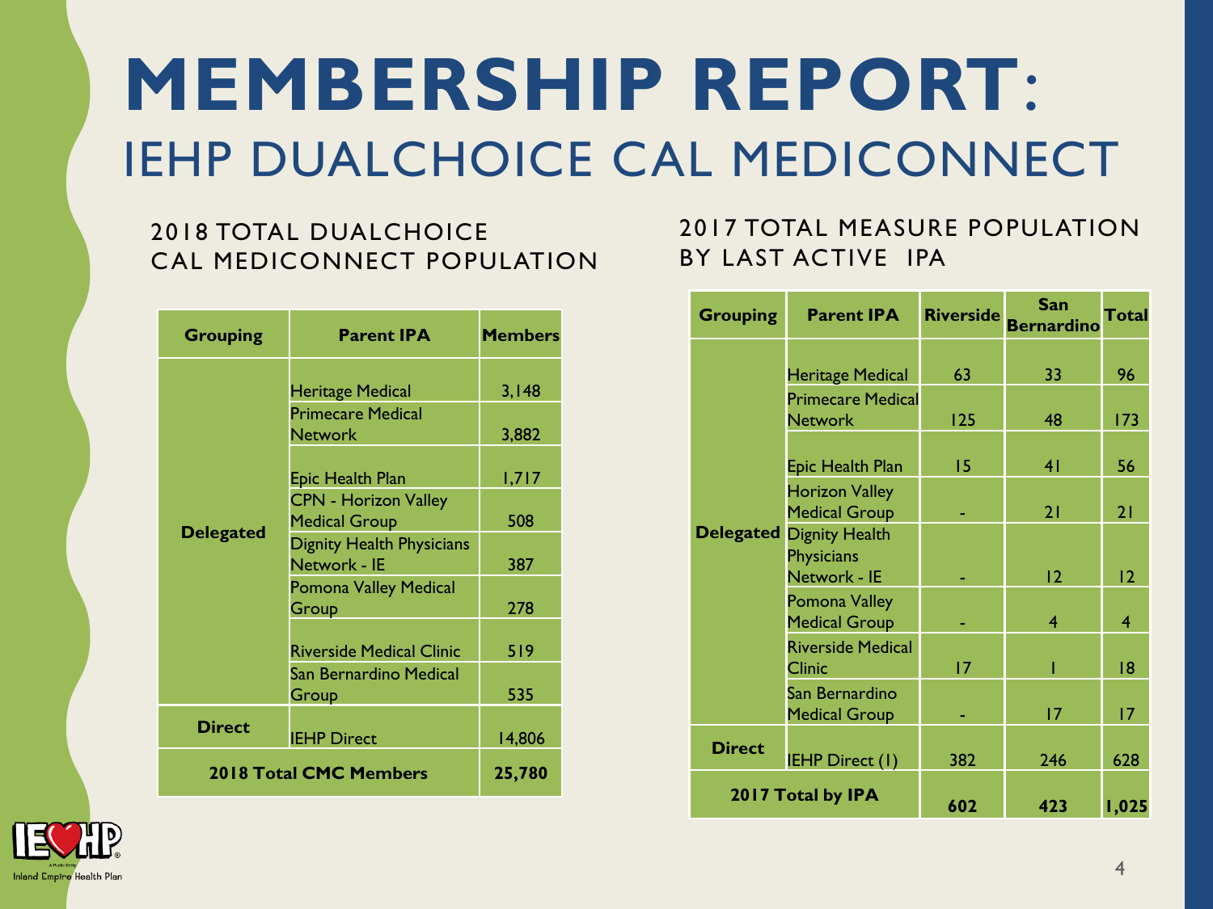# MEMBERSHIP REPORT: IEHP DUALCHOICE CAL MEDICONNECT

## 2018 TOTAL DUALCHOICE CAL MEDICONNECT POPULATION

| Grouping | Parent IPA | Members |
|---|---|---|
| Delegated | Heritage Medical | 3,148 |
| | Primecare Medical Network | 3,882 |
| | Epic Health Plan | 1,717 |
| | CPN - Horizon Valley Medical Group | 508 |
| | Dignity Health Physicians Network - IE | 387 |
| | Pomona Valley Medical Group | 278 |
| | Riverside Medical Clinic | 519 |
| | San Bernardino Medical Group | 535 |
| Direct | IEHP Direct | 14,806 |
| **2018 Total CMC Members** | | **25,780** |

## 2017 TOTAL MEASURE POPULATION BY LAST ACTIVE IPA

| Grouping | Parent IPA | Riverside | San Bernardino | Total |
|---|---|---|---|---|
| Delegated | Heritage Medical | 63 | 33 | 96 |
| | Primecare Medical Network | 125 | 48 | 173 |
| | Epic Health Plan | 15 | 41 | 56 |
| | Horizon Valley Medical Group | - | 21 | 21 |
| | Dignity Health Physicians Network - IE | - | 12 | 12 |
| | Pomona Valley Medical Group | - | 4 | 4 |
| | Riverside Medical Clinic | 17 | 1 | 18 |
| | San Bernardino Medical Group | - | 17 | 17 |
| Direct | IEHP Direct (1) | 382 | 246 | 628 |
| **2017 Total by IPA** | | **602** | **423** | **1,025** |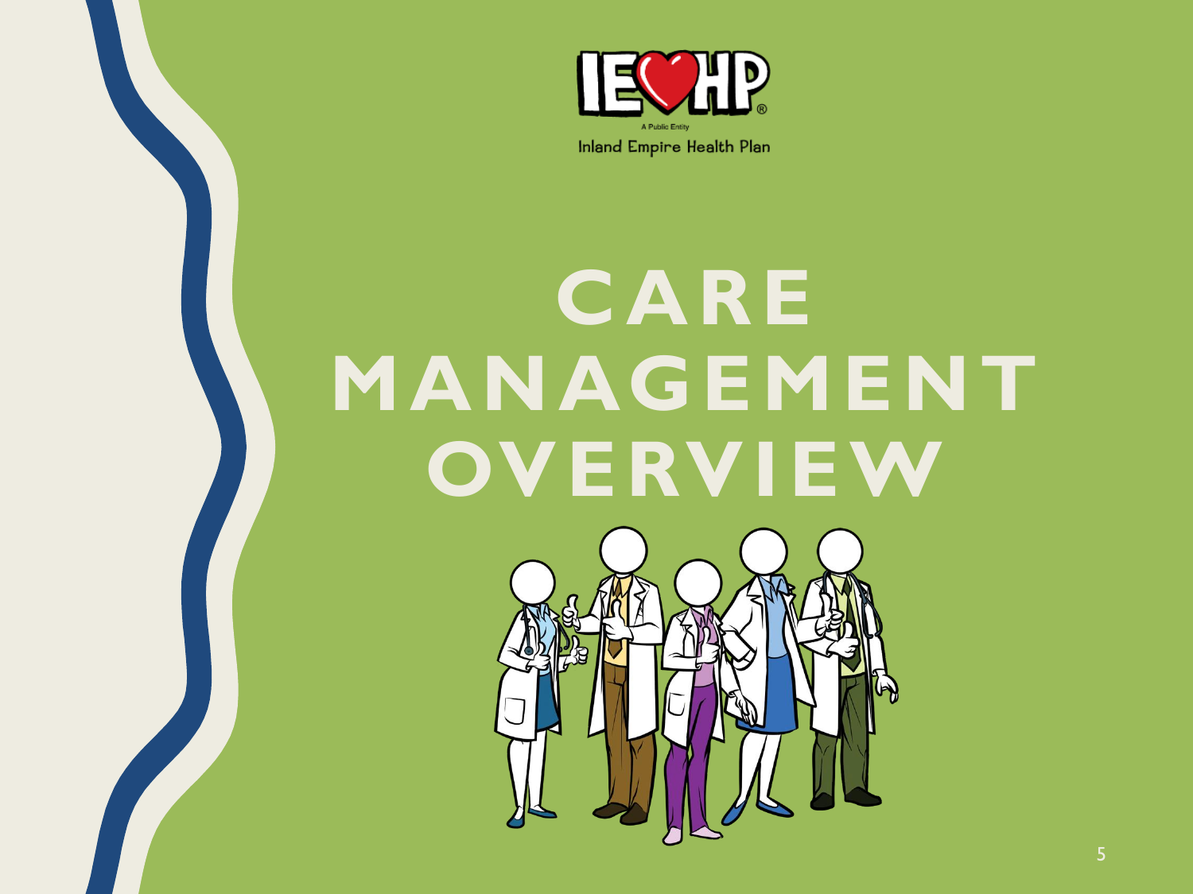IEHP

A Public Entity

Inland Empire Health Plan

# CARE MANAGEMENT OVERVIEW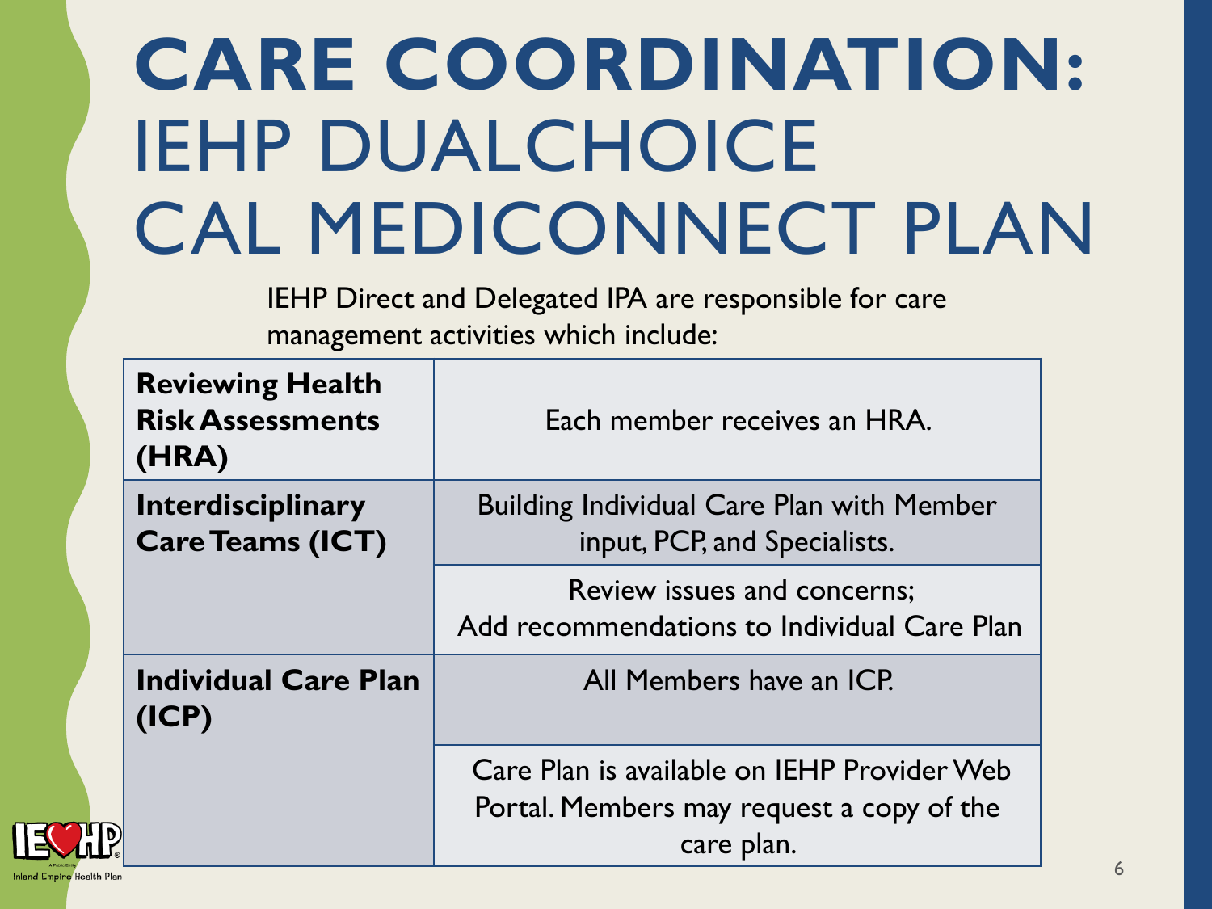# CARE COORDINATION: IEHP DUALCHOICE CAL MEDICONNECT PLAN

IEHP Direct and Delegated IPA are responsible for care management activities which include:

| | |
|---|---|
| **Reviewing Health Risk Assessments (HRA)** | Each member receives an HRA. |
| **Interdisciplinary Care Teams (ICT)** | Building Individual Care Plan with Member input, PCP, and Specialists. |
| | Review issues and concerns; Add recommendations to Individual Care Plan |
| **Individual Care Plan (ICP)** | All Members have an ICP. |
| | Care Plan is available on IEHP Provider Web Portal. Members may request a copy of the care plan. |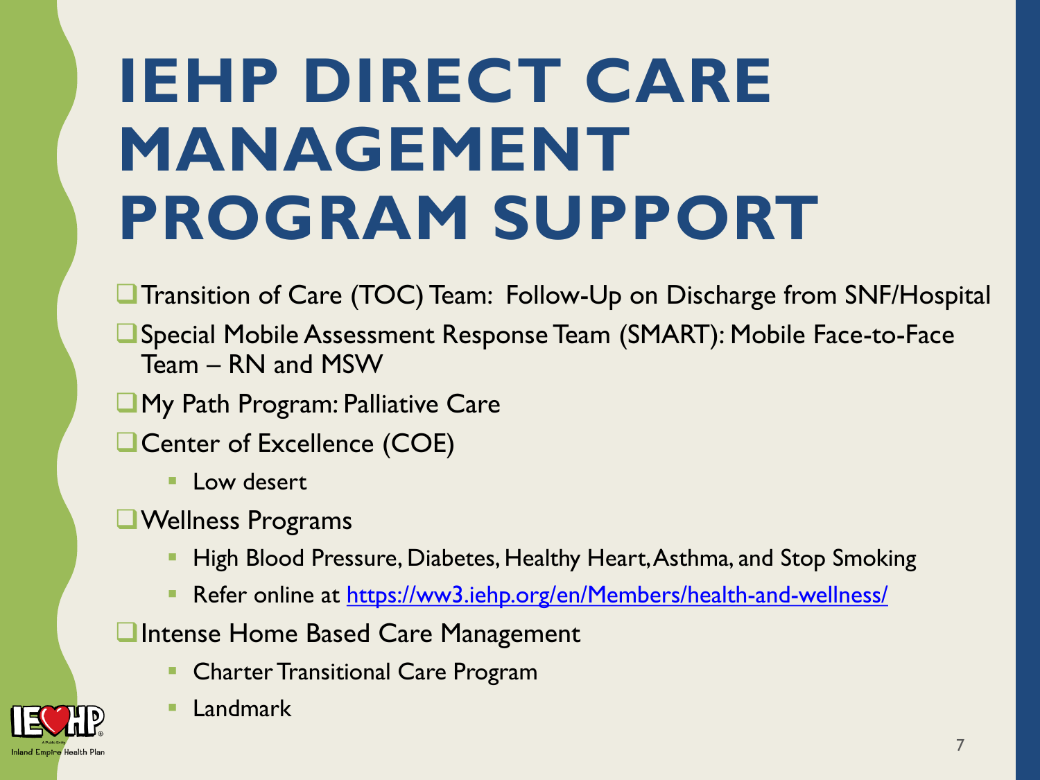# IEHP DIRECT CARE MANAGEMENT PROGRAM SUPPORT

- Transition of Care (TOC) Team: Follow-Up on Discharge from SNF/Hospital
- Special Mobile Assessment Response Team (SMART): Mobile Face-to-Face Team – RN and MSW
- My Path Program: Palliative Care
- Center of Excellence (COE)
  - Low desert
- Wellness Programs
  - High Blood Pressure, Diabetes, Healthy Heart, Asthma, and Stop Smoking
  - Refer online at https://ww3.iehp.org/en/Members/health-and-wellness/
- Intense Home Based Care Management
  - Charter Transitional Care Program
  - Landmark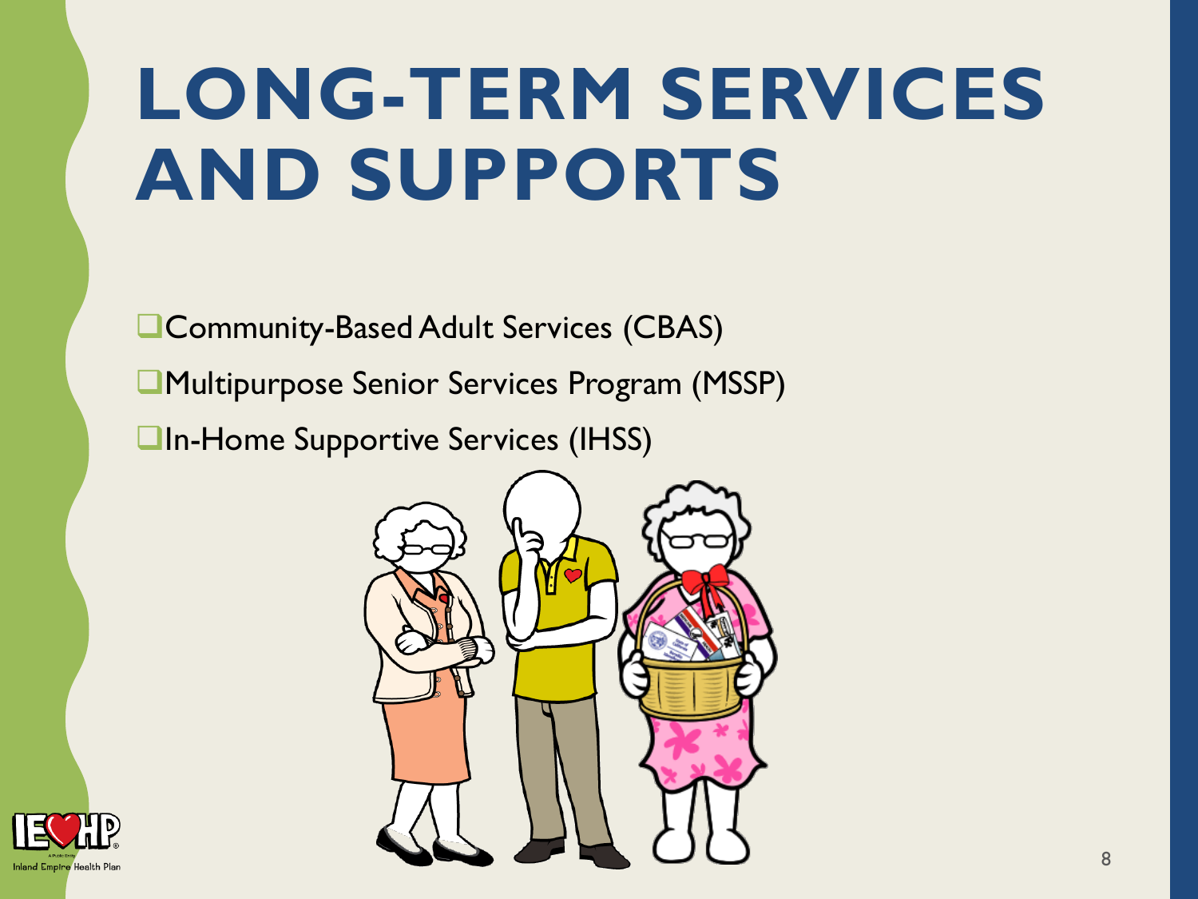# LONG-TERM SERVICES AND SUPPORTS

- Community-Based Adult Services (CBAS)
- Multipurpose Senior Services Program (MSSP)
- In-Home Supportive Services (IHSS)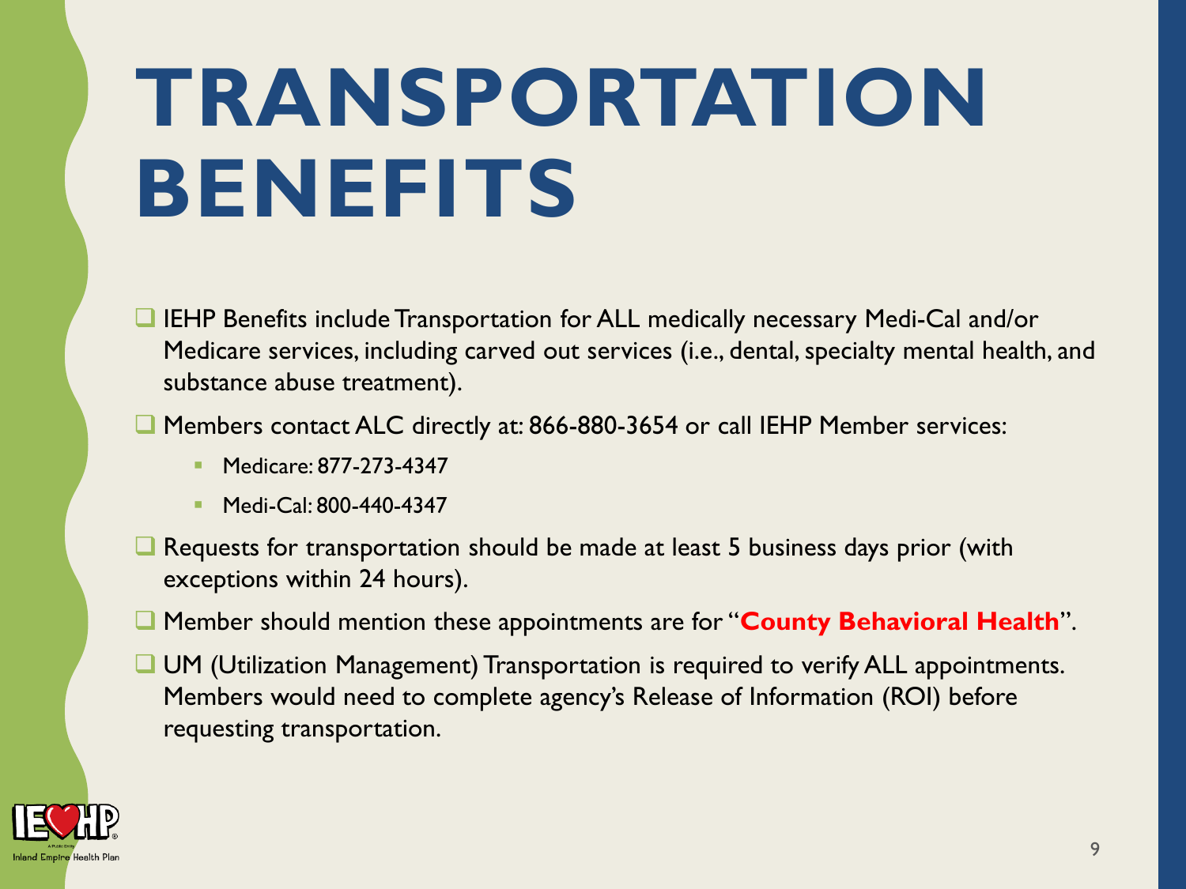# TRANSPORTATION BENEFITS

- IEHP Benefits include Transportation for ALL medically necessary Medi-Cal and/or Medicare services, including carved out services (i.e., dental, specialty mental health, and substance abuse treatment).
- Members contact ALC directly at: 866-880-3654 or call IEHP Member services:
  - Medicare: 877-273-4347
  - Medi-Cal: 800-440-4347
- Requests for transportation should be made at least 5 business days prior (with exceptions within 24 hours).
- Member should mention these appointments are for "**County Behavioral Health**".
- UM (Utilization Management) Transportation is required to verify ALL appointments. Members would need to complete agency's Release of Information (ROI) before requesting transportation.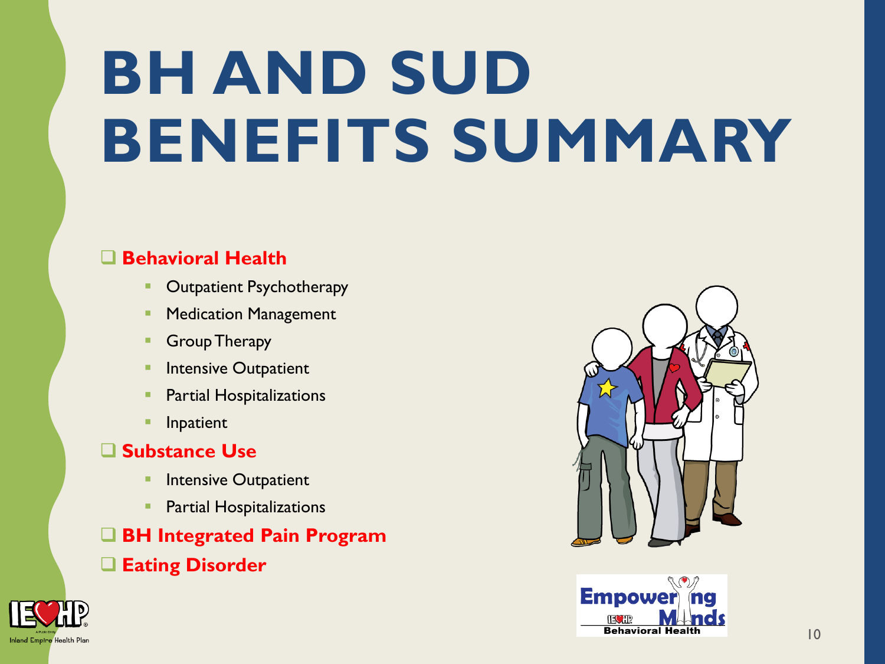# BH AND SUD BENEFITS SUMMARY

- **Behavioral Health**
  - Outpatient Psychotherapy
  - Medication Management
  - Group Therapy
  - Intensive Outpatient
  - Partial Hospitalizations
  - Inpatient
- **Substance Use**
  - Intensive Outpatient
  - Partial Hospitalizations
- **BH Integrated Pain Program**
- **Eating Disorder**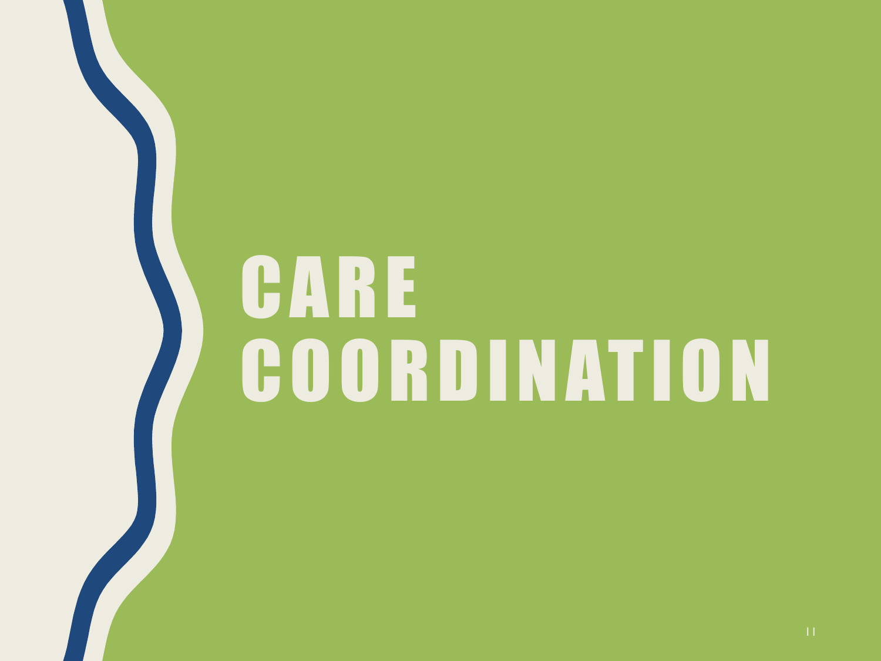# CARE COORDINATION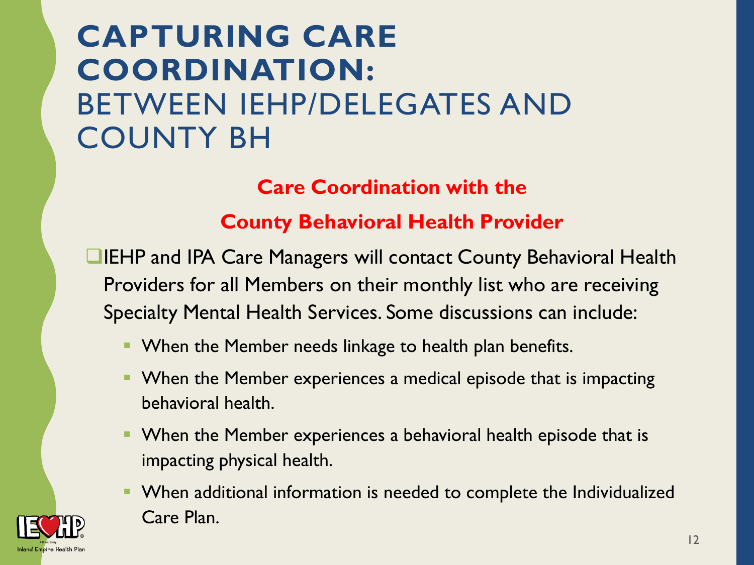# CAPTURING CARE COORDINATION: BETWEEN IEHP/DELEGATES AND COUNTY BH

**Care Coordination with the County Behavioral Health Provider**

- IEHP and IPA Care Managers will contact County Behavioral Health Providers for all Members on their monthly list who are receiving Specialty Mental Health Services. Some discussions can include:
  - When the Member needs linkage to health plan benefits.
  - When the Member experiences a medical episode that is impacting behavioral health.
  - When the Member experiences a behavioral health episode that is impacting physical health.
  - When additional information is needed to complete the Individualized Care Plan.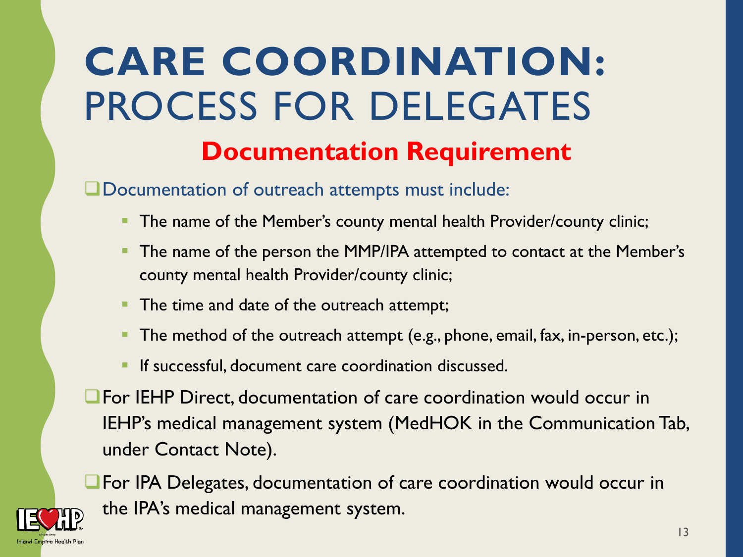# CARE COORDINATION: PROCESS FOR DELEGATES

## Documentation Requirement

- Documentation of outreach attempts must include:
  - The name of the Member's county mental health Provider/county clinic;
  - The name of the person the MMP/IPA attempted to contact at the Member's county mental health Provider/county clinic;
  - The time and date of the outreach attempt;
  - The method of the outreach attempt (e.g., phone, email, fax, in-person, etc.);
  - If successful, document care coordination discussed.
- For IEHP Direct, documentation of care coordination would occur in IEHP's medical management system (MedHOK in the Communication Tab, under Contact Note).
- For IPA Delegates, documentation of care coordination would occur in the IPA's medical management system.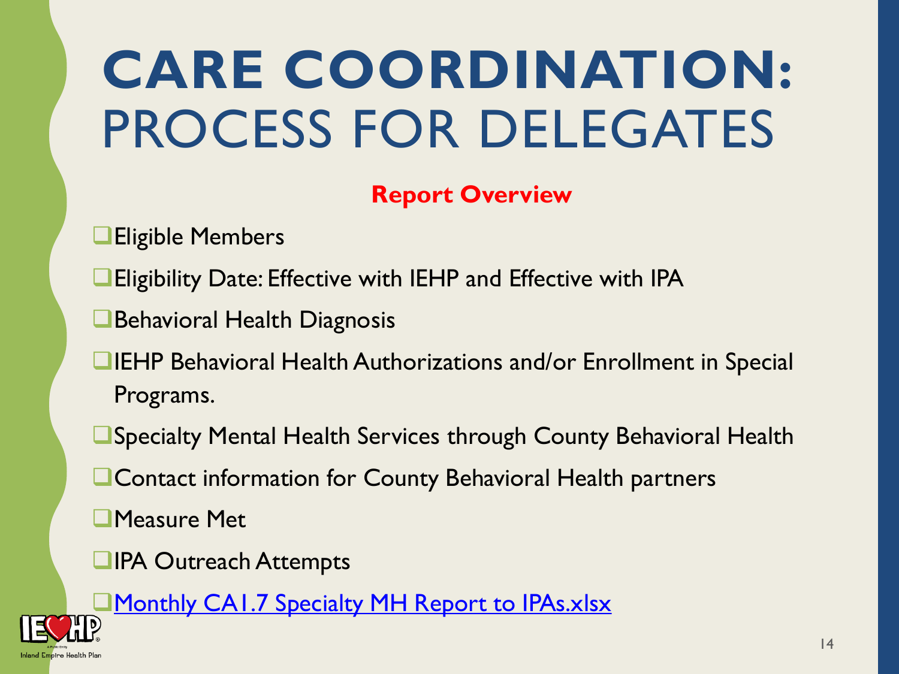# CARE COORDINATION: PROCESS FOR DELEGATES

**Report Overview**

- Eligible Members
- Eligibility Date: Effective with IEHP and Effective with IPA
- Behavioral Health Diagnosis
- IEHP Behavioral Health Authorizations and/or Enrollment in Special Programs.
- Specialty Mental Health Services through County Behavioral Health
- Contact information for County Behavioral Health partners
- Measure Met
- IPA Outreach Attempts
- Monthly CA1.7 Specialty MH Report to IPAs.xlsx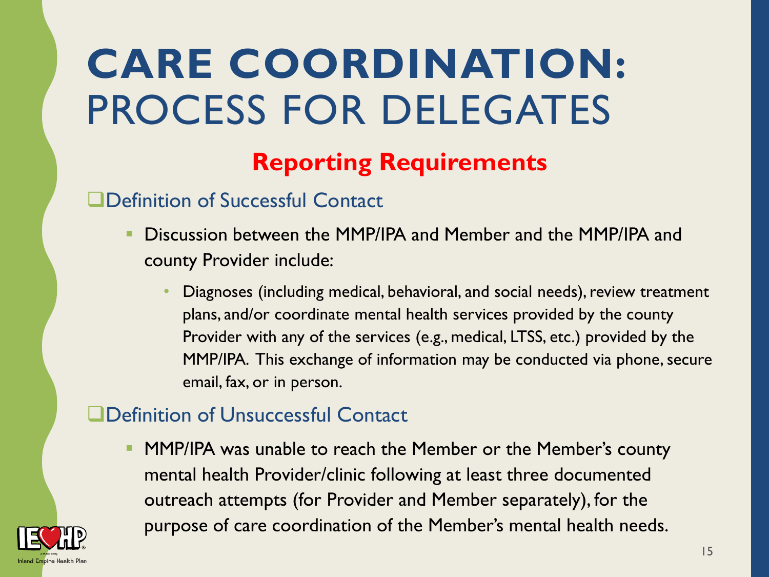# CARE COORDINATION: PROCESS FOR DELEGATES

## Reporting Requirements

❑ Definition of Successful Contact

- Discussion between the MMP/IPA and Member and the MMP/IPA and county Provider include:
  - Diagnoses (including medical, behavioral, and social needs), review treatment plans, and/or coordinate mental health services provided by the county Provider with any of the services (e.g., medical, LTSS, etc.) provided by the MMP/IPA. This exchange of information may be conducted via phone, secure email, fax, or in person.

❑ Definition of Unsuccessful Contact

- MMP/IPA was unable to reach the Member or the Member's county mental health Provider/clinic following at least three documented outreach attempts (for Provider and Member separately), for the purpose of care coordination of the Member's mental health needs.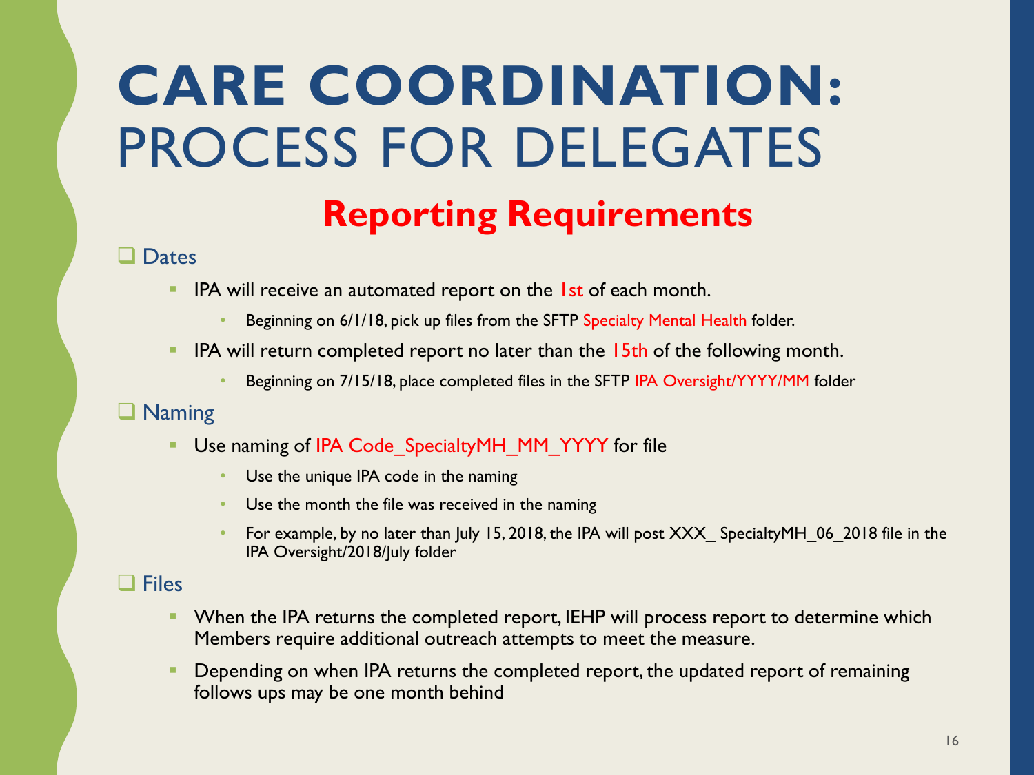# CARE COORDINATION: PROCESS FOR DELEGATES

## Reporting Requirements

- Dates
  - IPA will receive an automated report on the 1st of each month.
    - Beginning on 6/1/18, pick up files from the SFTP Specialty Mental Health folder.
  - IPA will return completed report no later than the 15th of the following month.
    - Beginning on 7/15/18, place completed files in the SFTP IPA Oversight/YYYY/MM folder
- Naming
  - Use naming of IPA Code_SpecialtyMH_MM_YYYY for file
    - Use the unique IPA code in the naming
    - Use the month the file was received in the naming
    - For example, by no later than July 15, 2018, the IPA will post XXX_ SpecialtyMH_06_2018 file in the IPA Oversight/2018/July folder
- Files
  - When the IPA returns the completed report, IEHP will process report to determine which Members require additional outreach attempts to meet the measure.
  - Depending on when IPA returns the completed report, the updated report of remaining follows ups may be one month behind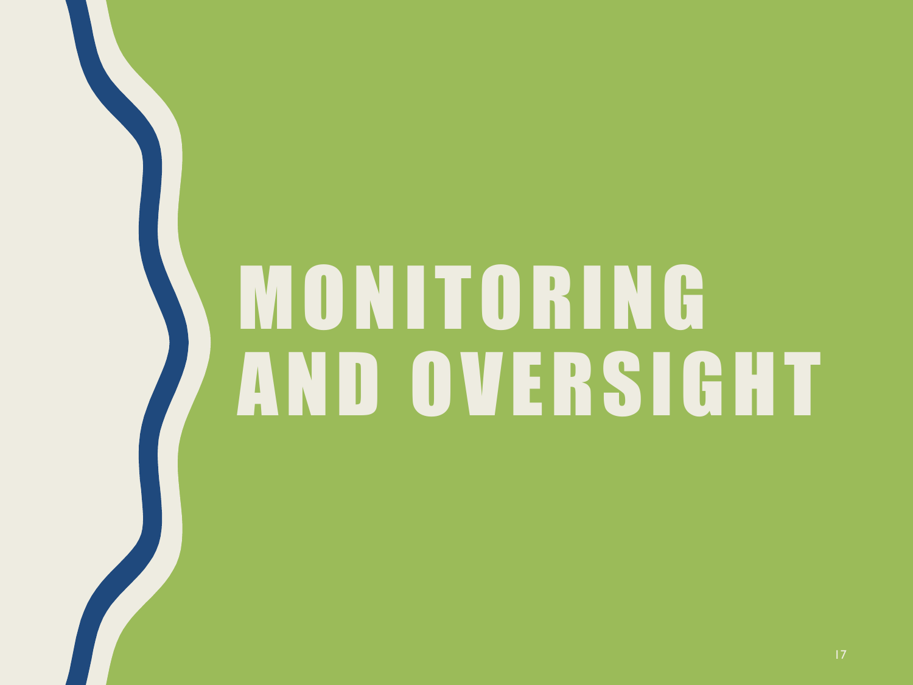# MONITORING AND OVERSIGHT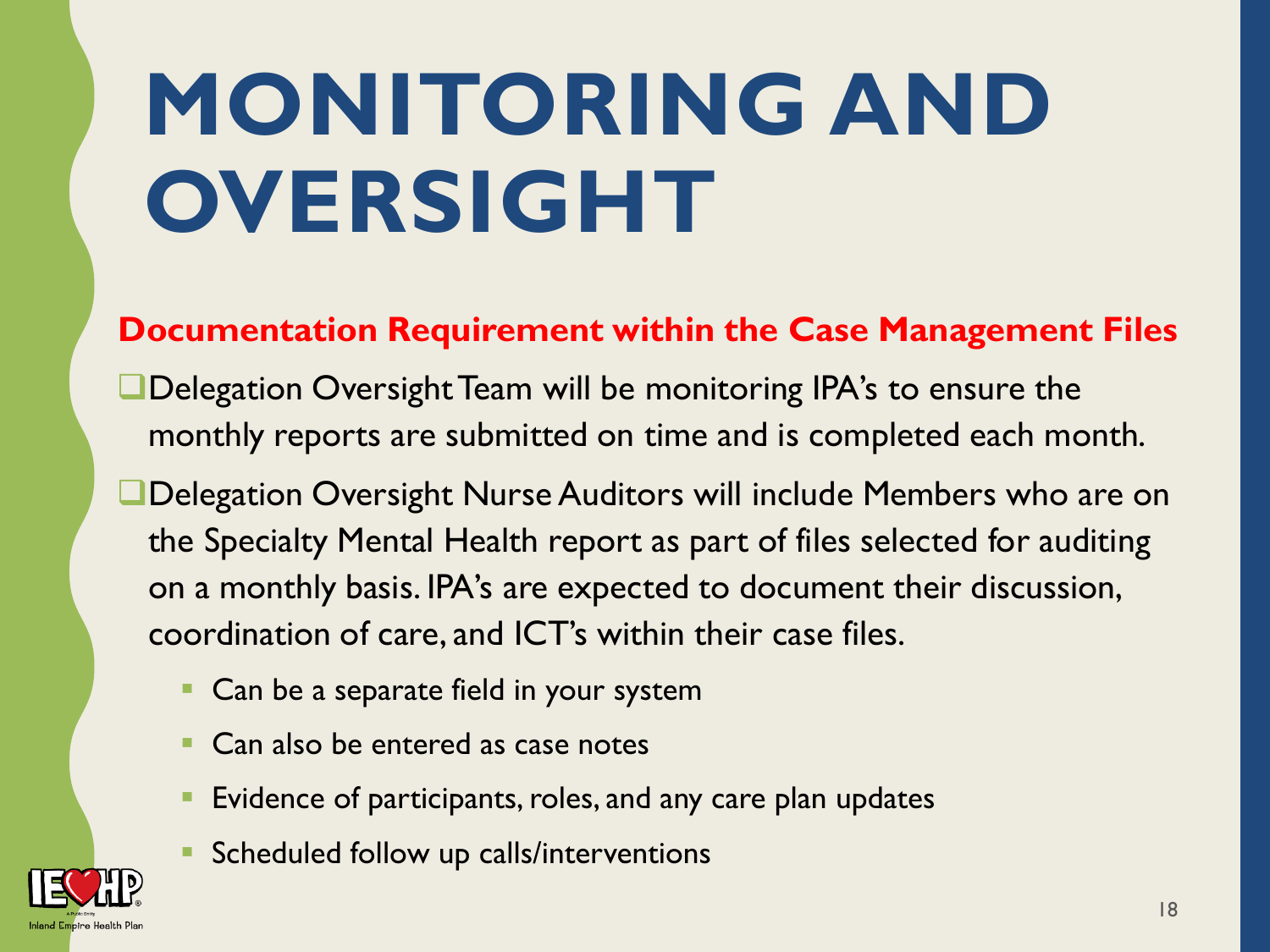# MONITORING AND OVERSIGHT

**Documentation Requirement within the Case Management Files**

- Delegation Oversight Team will be monitoring IPA's to ensure the monthly reports are submitted on time and is completed each month.
- Delegation Oversight Nurse Auditors will include Members who are on the Specialty Mental Health report as part of files selected for auditing on a monthly basis. IPA's are expected to document their discussion, coordination of care, and ICT's within their case files.
  - Can be a separate field in your system
  - Can also be entered as case notes
  - Evidence of participants, roles, and any care plan updates
  - Scheduled follow up calls/interventions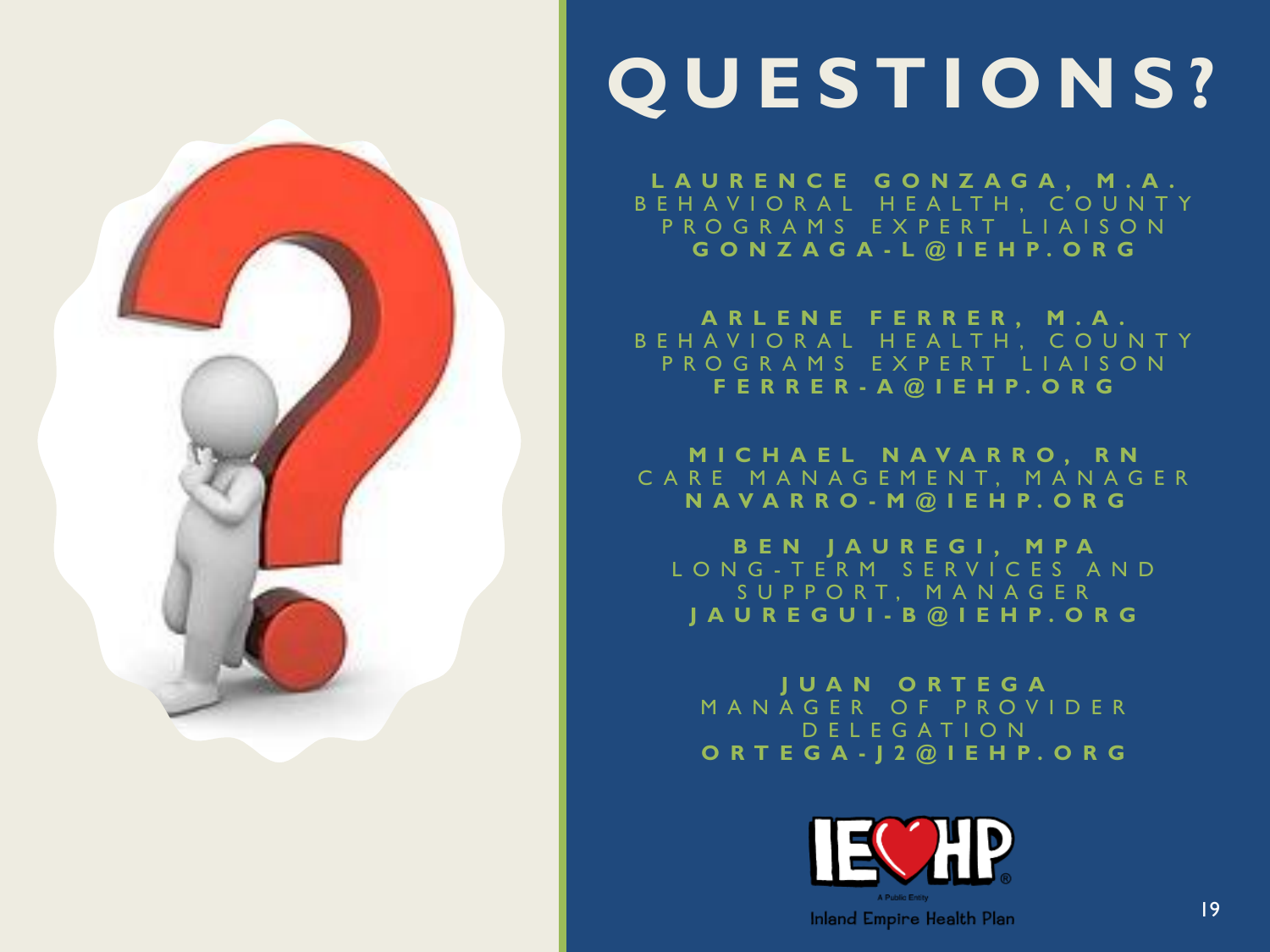# QUESTIONS?

**LAURENCE GONZAGA, M.A.**
BEHAVIORAL HEALTH, COUNTY PROGRAMS EXPERT LIAISON
**GONZAGA-L@IEHP.ORG**

**ARLENE FERRER, M.A.**
BEHAVIORAL HEALTH, COUNTY PROGRAMS EXPERT LIAISON
**FERRER-A@IEHP.ORG**

**MICHAEL NAVARRO, RN**
CARE MANAGEMENT, MANAGER
**NAVARRO-M@IEHP.ORG**

**BEN JAUREGI, MPA**
LONG-TERM SERVICES AND SUPPORT, MANAGER
**JAUREGUI-B@IEHP.ORG**

**JUAN ORTEGA**
MANAGER OF PROVIDER DELEGATION
**ORTEGA-J2@IEHP.ORG**

IEHP
A Public Entity
Inland Empire Health Plan